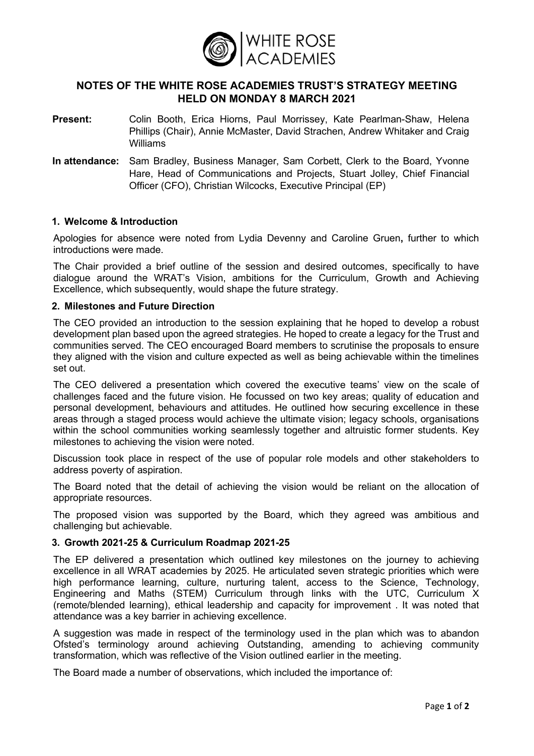# NOTES OF THE WHITE ROSE ACADEMIES TRUST'S STRATEGY MEETING HELD ON MONDAY 8 MARCH 2021

**Present:** Colin Booth, Erica Hiorns, Paul Morrissey, Kate Pearlman-Shaw, Helena Phillips (Chair), Annie McMaster, David Strachen, Andrew Whitaker and Craig Williams

**In attendance:** Sam Bradley, Business Manager, Sam Corbett, Clerk to the Board, Yvonne Hare, Head of Communications and Projects, Stuart Jolley, Chief Financial Officer (CFO), Christian Wilcocks, Executive Principal (EP)

## 1. Welcome & Introduction

Apologies for absence were noted from Lydia Devenny and Caroline Gruen**,** further to which introductions were made.

The Chair provided a brief outline of the session and desired outcomes, specifically to have dialogue around the WRAT's Vision, ambitions for the Curriculum, Growth and Achieving Excellence, which subsequently, would shape the future strategy.

## 2. Milestones and Future Direction

The CEO provided an introduction to the session explaining that he hoped to develop a robust development plan based upon the agreed strategies. He hoped to create a legacy for the Trust and communities served. The CEO encouraged Board members to scrutinise the proposals to ensure they aligned with the vision and culture expected as well as being achievable within the timelines set out.

The CEO delivered a presentation which covered the executive teams' view on the scale of challenges faced and the future vision. He focussed on two key areas; quality of education and personal development, behaviours and attitudes. He outlined how securing excellence in these areas through a staged process would achieve the ultimate vision; legacy schools, organisations within the school communities working seamlessly together and altruistic former students. Key milestones to achieving the vision were noted.

Discussion took place in respect of the use of popular role models and other stakeholders to address poverty of aspiration.

The Board noted that the detail of achieving the vision would be reliant on the allocation of appropriate resources.

The proposed vision was supported by the Board, which they agreed was ambitious and challenging but achievable.

## 3. Growth 2021-25 & Curriculum Roadmap 2021-25

The EP delivered a presentation which outlined key milestones on the journey to achieving excellence in all WRAT academies by 2025. He articulated seven strategic priorities which were high performance learning, culture, nurturing talent, access to the Science, Technology, Engineering and Maths (STEM) Curriculum through links with the UTC, Curriculum X (remote/blended learning), ethical leadership and capacity for improvement . It was noted that attendance was a key barrier in achieving excellence.

A suggestion was made in respect of the terminology used in the plan which was to abandon Ofsted's terminology around achieving Outstanding, amending to achieving community transformation, which was reflective of the Vision outlined earlier in the meeting.

The Board made a number of observations, which included the importance of: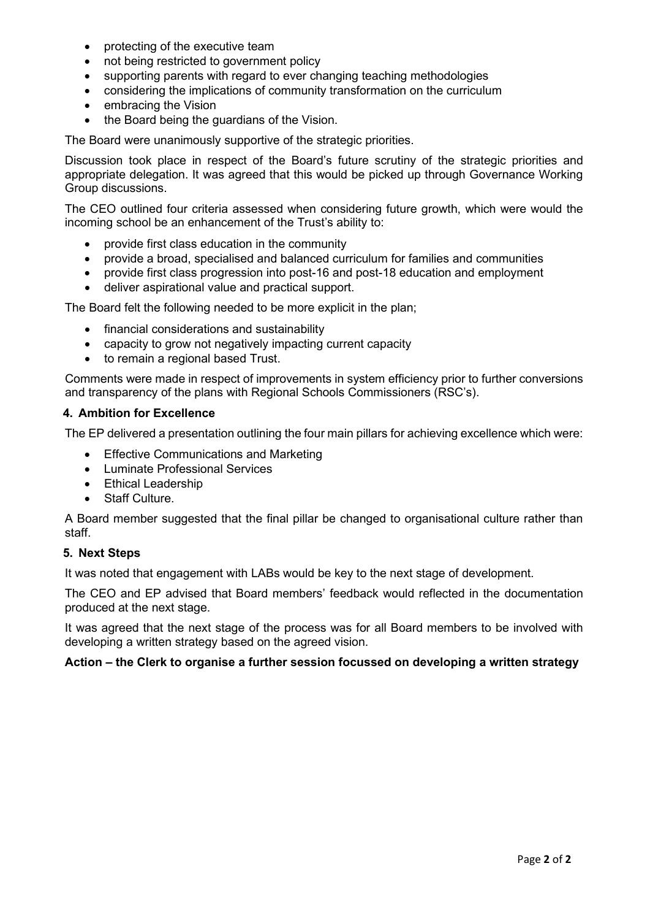- protecting of the executive team
- not being restricted to government policy
- supporting parents with regard to ever changing teaching methodologies
- considering the implications of community transformation on the curriculum
- embracing the Vision
- the Board being the guardians of the Vision.

The Board were unanimously supportive of the strategic priorities.

Discussion took place in respect of the Board's future scrutiny of the strategic priorities and appropriate delegation. It was agreed that this would be picked up through Governance Working Group discussions.

The CEO outlined four criteria assessed when considering future growth, which were would the incoming school be an enhancement of the Trust's ability to:

- provide first class education in the community
- provide a broad, specialised and balanced curriculum for families and communities
- provide first class progression into post-16 and post-18 education and employment
- deliver aspirational value and practical support.

The Board felt the following needed to be more explicit in the plan;

- financial considerations and sustainability
- capacity to grow not negatively impacting current capacity
- to remain a regional based Trust.

Comments were made in respect of improvements in system efficiency prior to further conversions and transparency of the plans with Regional Schools Commissioners (RSC's).

### 4. Ambition for Excellence

The EP delivered a presentation outlining the four main pillars for achieving excellence which were:

- Effective Communications and Marketing
- Luminate Professional Services
- Ethical Leadership
- Staff Culture.

A Board member suggested that the final pillar be changed to organisational culture rather than staff.

### 5. Next Steps

It was noted that engagement with LABs would be key to the next stage of development.

The CEO and EP advised that Board members' feedback would reflected in the documentation produced at the next stage.

It was agreed that the next stage of the process was for all Board members to be involved with developing a written strategy based on the agreed vision.

**Action – the Clerk to organise a further session focussed on developing a written strategy**